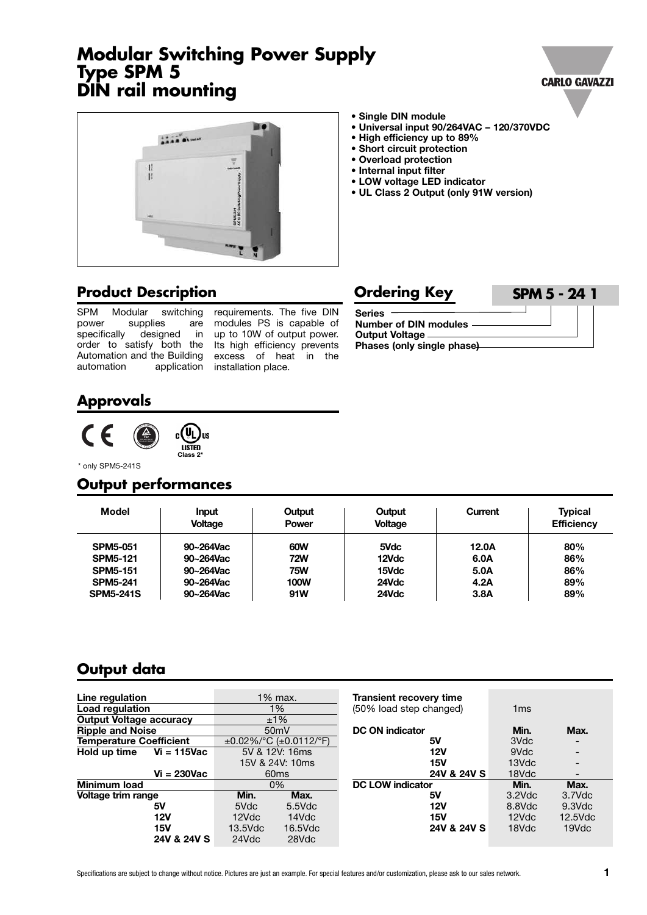# Modular Switching Power Supply
# Type SPM 5
# DIN rail mounting

- **Single DIN module**
- **Universal input 90/264VAC – 120/370VDC**
- **High efficiency up to 89%**
- **Short circuit protection**
- **Overload protection**
- **Internal input filter**
- **LOW voltage LED indicator**
- **UL Class 2 Output (only 91W version)**

## Product Description

SPM Modular switching power supplies are specifically designed in order to satisfy both the Automation and the Building automation application requirements. The five DIN modules PS is capable of up to 10W of output power. Its high efficiency prevents excess of heat in the installation place.

## Ordering Key

**SPM 5 - 24 1**

- **Series**
- **Number of DIN modules**
- **Output Voltage**
- **Phases (only single phase)**

## Approvals

LISTED Class 2*

\* only SPM5-241S

## Output performances

| Model | Input Voltage | Output Power | Output Voltage | Current | Typical Efficiency |
|---|---|---|---|---|---|
| **SPM5-051** | **90~264Vac** | **60W** | **5Vdc** | **12.0A** | **80%** |
| **SPM5-121** | **90~264Vac** | **72W** | **12Vdc** | **6.0A** | **86%** |
| **SPM5-151** | **90~264Vac** | **75W** | **15Vdc** | **5.0A** | **86%** |
| **SPM5-241** | **90~264Vac** | **100W** | **24Vdc** | **4.2A** | **89%** |
| **SPM5-241S** | **90~264Vac** | **91W** | **24Vdc** | **3.8A** | **89%** |

## Output data

| | | | |
|---|---|---|---|
| **Line regulation** | | 1% max. | |
| **Load regulation** | | 1% | |
| **Output Voltage accuracy** | | ±1% | |
| **Ripple and Noise** | | 50mV | |
| **Temperature Coefficient** | | ±0.02%/°C (±0.0112/°F) | |
| **Hold up time** | **Vi = 115Vac** | 5V & 12V: 16ms | |
| | | 15V & 24V: 10ms | |
| | **Vi = 230Vac** | 60ms | |
| **Minimum load** | | 0% | |
| **Voltage trim range** | | **Min.** | **Max.** |
| | **5V** | 5Vdc | 5.5Vdc |
| | **12V** | 12Vdc | 14Vdc |
| | **15V** | 13.5Vdc | 16.5Vdc |
| | **24V & 24V S** | 24Vdc | 28Vdc |

| | | | |
|---|---|---|---|
| **Transient recovery time** (50% load step changed) | | 1ms | |
| **DC ON indicator** | | **Min.** | **Max.** |
| | **5V** | 3Vdc | - |
| | **12V** | 9Vdc | - |
| | **15V** | 13Vdc | - |
| | **24V & 24V S** | 18Vdc | - |
| **DC LOW indicator** | | **Min.** | **Max.** |
| | **5V** | 3.2Vdc | 3.7Vdc |
| | **12V** | 8.8Vdc | 9.3Vdc |
| | **15V** | 12Vdc | 12.5Vdc |
| | **24V & 24V S** | 18Vdc | 19Vdc |

Specifications are subject to change without notice. Pictures are just an example. For special features and/or customization, please ask to our sales network.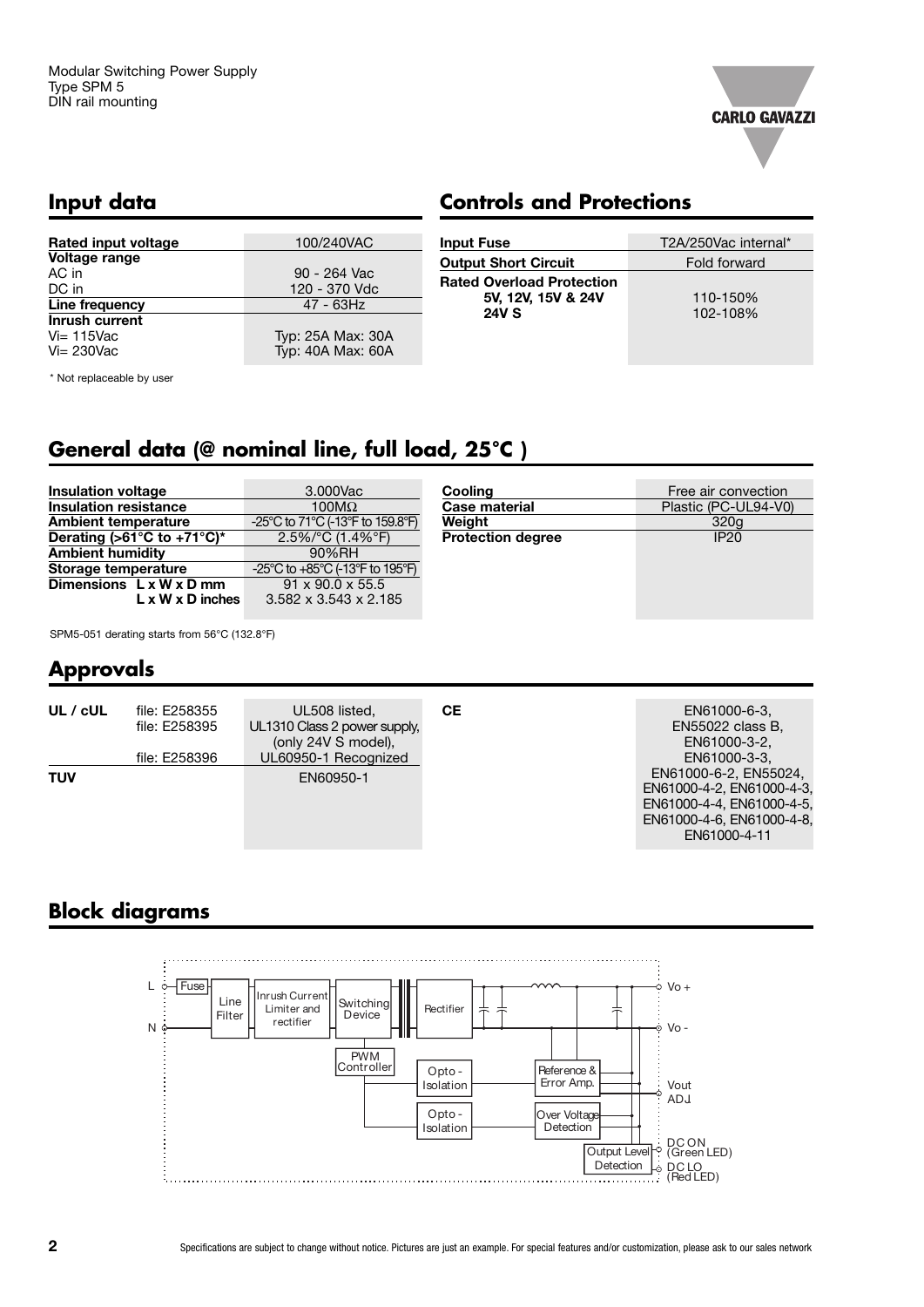Modular Switching Power Supply
Type SPM 5
DIN rail mounting

## Input data

| | |
|---|---|
| **Rated input voltage** | 100/240VAC |
| **Voltage range** | |
| AC in | 90 - 264 Vac |
| DC in | 120 - 370 Vdc |
| **Line frequency** | 47 - 63Hz |
| **Inrush current** | |
| Vi= 115Vac | Typ: 25A Max: 30A |
| Vi= 230Vac | Typ: 40A Max: 60A |

* Not replaceable by user

## Controls and Protections

| | |
|---|---|
| **Input Fuse** | T2A/250Vac internal* |
| **Output Short Circuit** | Fold forward |
| **Rated Overload Protection** | |
| **5V, 12V, 15V & 24V** | 110-150% |
| **24V S** | 102-108% |

## General data (@ nominal line, full load, 25°C )

| | |
|---|---|
| **Insulation voltage** | 3.000Vac |
| **Insulation resistance** | 100MΩ |
| **Ambient temperature** | -25°C to 71°C (-13°F to 159.8°F) |
| **Derating (>61°C to +71°C)*** | 2.5%/°C (1.4%°F) |
| **Ambient humidity** | 90%RH |
| **Storage temperature** | -25°C to +85°C (-13°F to 195°F) |
| **Dimensions L x W x D mm** | 91 x 90.0 x 55.5 |
| **L x W x D inches** | 3.582 x 3.543 x 2.185 |

| | |
|---|---|
| **Cooling** | Free air convection |
| **Case material** | Plastic (PC-UL94-V0) |
| **Weight** | 320g |
| **Protection degree** | IP20 |

SPM5-051 derating starts from 56°C (132.8°F)

## Approvals

| | | |
|---|---|---|
| **UL / cUL** | file: E258355 | UL508 listed, |
| | file: E258395 | UL1310 Class 2 power supply, (only 24V S model), |
| | file: E258396 | UL60950-1 Recognized |
| **TUV** | | EN60950-1 |

| | |
|---|---|
| **CE** | EN61000-6-3, EN55022 class B, EN61000-3-2, EN61000-3-3, EN61000-6-2, EN55024, EN61000-4-2, EN61000-4-3, EN61000-4-4, EN61000-4-5, EN61000-4-6, EN61000-4-8, EN61000-4-11 |

## Block diagrams

L, N — Fuse — Line Filter — Inrush Current Limiter and rectifier — Switching Device — Rectifier — Vo +, Vo -

PWM Controller — Opto - Isolation — Reference & Error Amp. — Vout ADJ.

Opto - Isolation — Over Voltage Detection

Output Level Detection — DC ON (Green LED), DC LO (Red LED)

Specifications are subject to change without notice. Pictures are just an example. For special features and/or customization, please ask to our sales network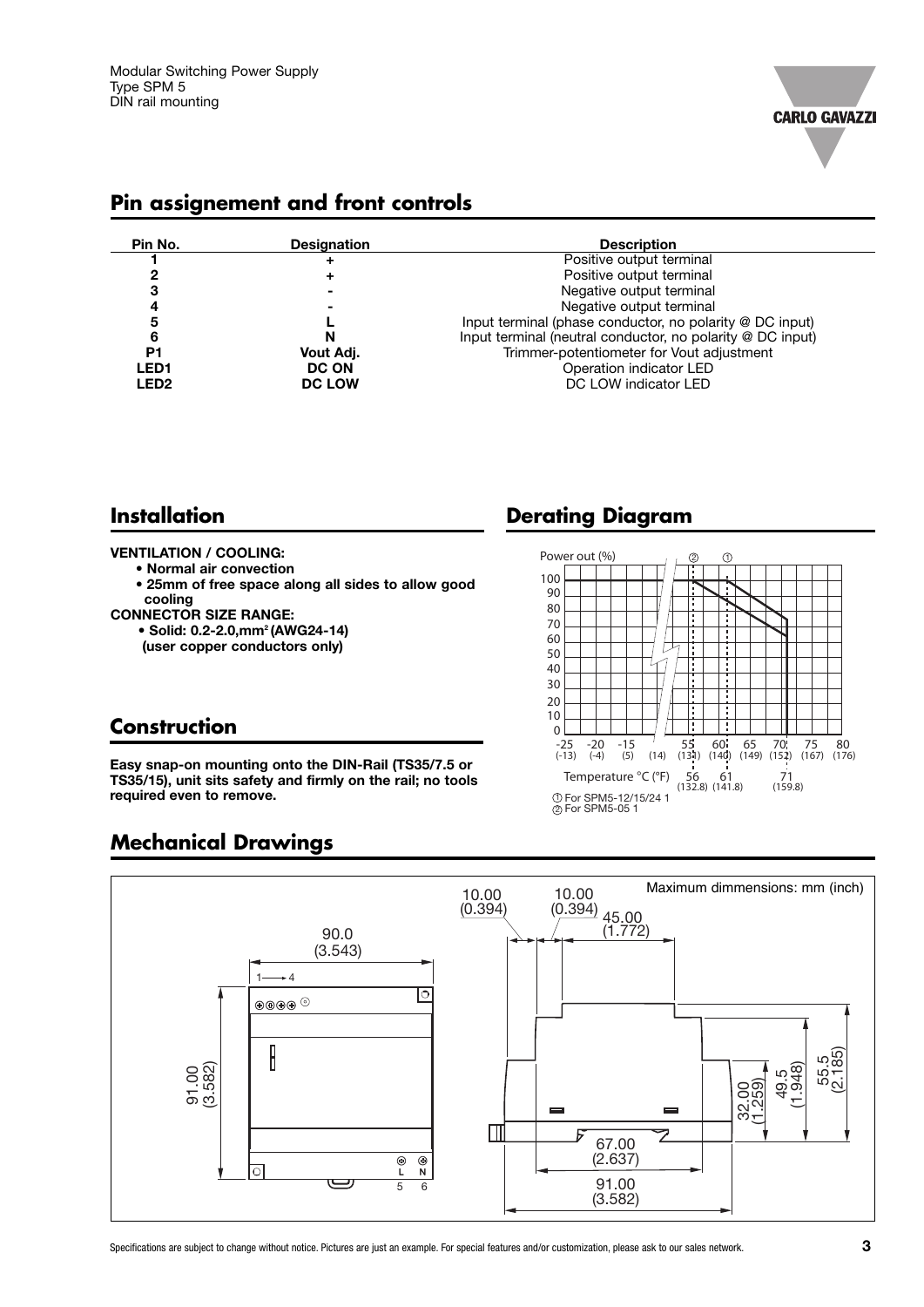## Pin assignement and front controls

| Pin No. | Designation | Description |
|---|---|---|
| 1 | + | Positive output terminal |
| 2 | + | Positive output terminal |
| 3 | - | Negative output terminal |
| 4 | - | Negative output terminal |
| 5 | L | Input terminal (phase conductor, no polarity @ DC input) |
| 6 | N | Input terminal (neutral conductor, no polarity @ DC input) |
| P1 | Vout Adj. | Trimmer-potentiometer for Vout adjustment |
| LED1 | DC ON | Operation indicator LED |
| LED2 | DC LOW | DC LOW indicator LED |

## Installation

**VENTILATION / COOLING:**
- **Normal air convection**
- **25mm of free space along all sides to allow good cooling**

**CONNECTOR SIZE RANGE:**
- **Solid: 0.2-2.0,mm² (AWG24-14) (user copper conductors only)**

## Construction

**Easy snap-on mounting onto the DIN-Rail (TS35/7.5 or TS35/15), unit sits safety and firmly on the rail; no tools required even to remove.**

## Derating Diagram

Power out (%)
100 90 80 70 60 50 40 30 20 10 0
-25 (-13) -20 (-4) -15 (5) (14) 55 (131) 60 (140) 65 (149) 70 (152) 75 (167) 80 (176)
Temperature °C (°F) 56 (132.8) 61 (141.8) 71 (159.8)
① For SPM5-12/15/24 1
② For SPM5-05 1

## Mechanical Drawings

Maximum dimmensions: mm (inch)

90.0 (3.543)
1 → 4
91.00 (3.582)
L N
5 6
10.00 (0.394)
10.00 (0.394)
45.00 (1.772)
32.00 (1.259)
49.5 (1.948)
55.5 (2.185)
67.00 (2.637)
91.00 (3.582)

Specifications are subject to change without notice. Pictures are just an example. For special features and/or customization, please ask to our sales network.